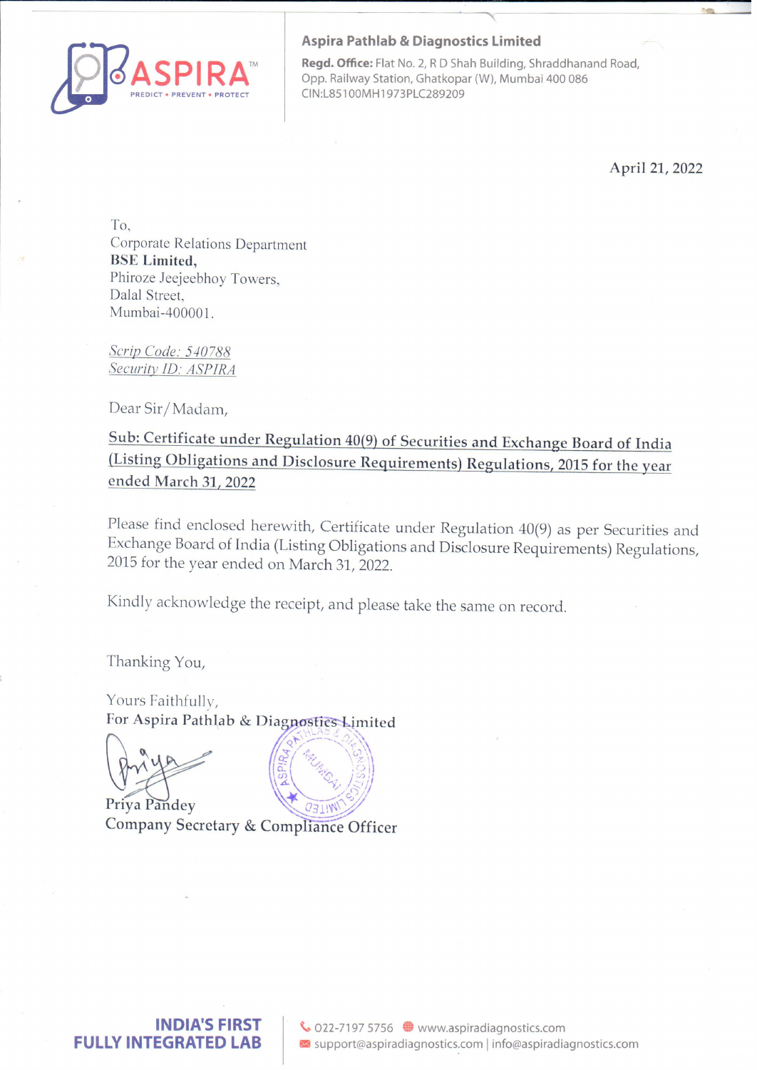**Aspira Pathlab & Diagnostics Limited**

**Regd. Office:** Flat No. 2, R D Shah Building, Shraddhanand Road, Opp. Railway Station, Ghatkopar (W), Mumbai 400 086
CIN:L85100MH1973PLC289209

April 21, 2022

To,
Corporate Relations Department
**BSE Limited,**
Phiroze Jeejeebhoy Towers,
Dalal Street,
Mumbai-400001.

*Scrip Code: 540788*
*Security ID: ASPIRA*

Dear Sir/Madam,

**Sub: Certificate under Regulation 40(9) of Securities and Exchange Board of India (Listing Obligations and Disclosure Requirements) Regulations, 2015 for the year ended March 31, 2022**

Please find enclosed herewith, Certificate under Regulation 40(9) as per Securities and Exchange Board of India (Listing Obligations and Disclosure Requirements) Regulations, 2015 for the year ended on March 31, 2022.

Kindly acknowledge the receipt, and please take the same on record.

Thanking You,

Yours Faithfully,
For Aspira Pathlab & Diagnostics Limited

Priya Pandey
Company Secretary & Compliance Officer

INDIA'S FIRST FULLY INTEGRATED LAB

022-7197 5756 www.aspiradiagnostics.com
support@aspiradiagnostics.com | info@aspiradiagnostics.com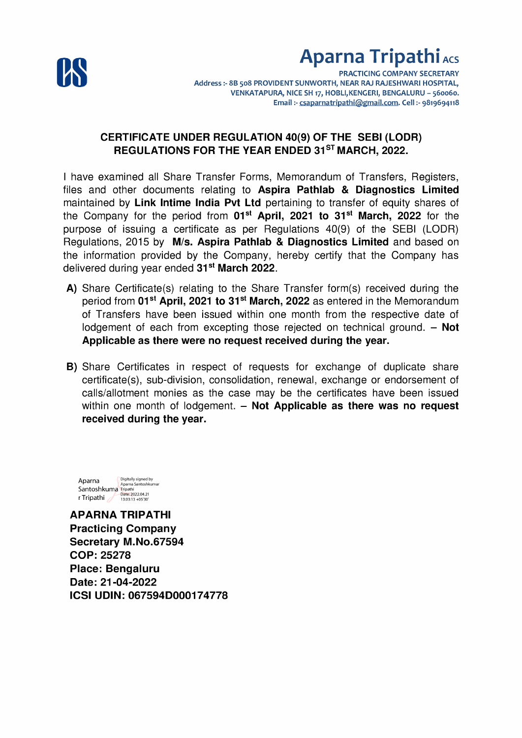# Aparna Tripathi ACS

PRACTICING COMPANY SECRETARY

Address :- 8B 508 PROVIDENT SUNWORTH, NEAR RAJ RAJESHWARI HOSPITAL, VENKATAPURA, NICE SH 17, HOBLI,KENGERI, BENGALURU – 560060.

Email :- csaparnatripathi@gmail.com. Cell :- 9819694118

## CERTIFICATE UNDER REGULATION 40(9) OF THE SEBI (LODR) REGULATIONS FOR THE YEAR ENDED 31ST MARCH, 2022.

I have examined all Share Transfer Forms, Memorandum of Transfers, Registers, files and other documents relating to **Aspira Pathlab & Diagnostics Limited** maintained by **Link Intime India Pvt Ltd** pertaining to transfer of equity shares of the Company for the period from **01st April, 2021 to 31st March, 2022** for the purpose of issuing a certificate as per Regulations 40(9) of the SEBI (LODR) Regulations, 2015 by **M/s. Aspira Pathlab & Diagnostics Limited** and based on the information provided by the Company, hereby certify that the Company has delivered during year ended **31st March 2022**.

**A)** Share Certificate(s) relating to the Share Transfer form(s) received during the period from **01st April, 2021 to 31st March, 2022** as entered in the Memorandum of Transfers have been issued within one month from the respective date of lodgement of each from excepting those rejected on technical ground. – **Not Applicable as there were no request received during the year.**

**B)** Share Certificates in respect of requests for exchange of duplicate share certificate(s), sub-division, consolidation, renewal, exchange or endorsement of calls/allotment monies as the case may be the certificates have been issued within one month of lodgement. – **Not Applicable as there was no request received during the year.**

Aparna Santoshkumar Tripathi

Digitally signed by Aparna Santoshkumar Tripathi
Date: 2022.04.21 13:03:13 +05'30'

**APARNA TRIPATHI**
**Practicing Company Secretary M.No.67594**
**COP: 25278**
**Place: Bengaluru**
**Date: 21-04-2022**
**ICSI UDIN: 067594D000174778**